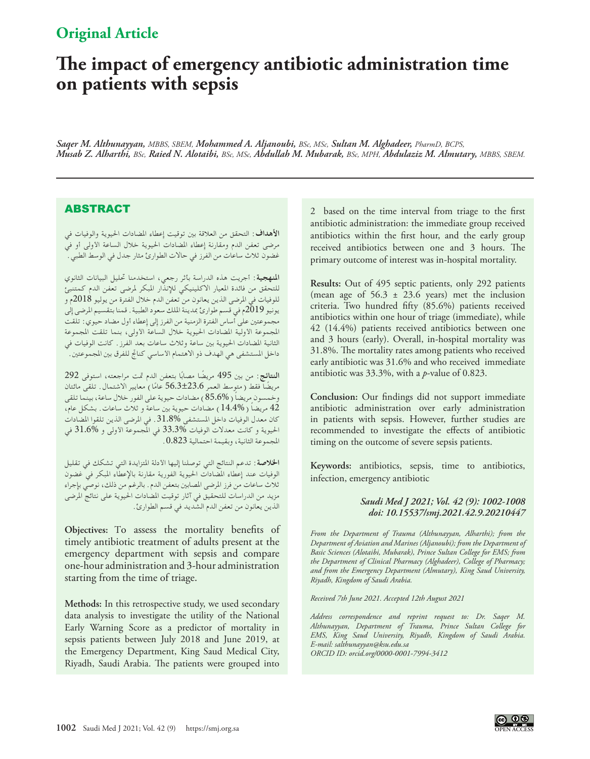## Original Article

# The impact of emergency antibiotic administration time on patients with sepsis

*Saqer M. Althunayyan, MBBS, SBEM, Mohammed A. Aljanoubi, BSc, MSc, Sultan M. Alghadeer, PharmD, BCPS, Musab Z. Alharthi, BSc, Raied N. Alotaibi, BSc, MSc, Abdullah M. Mubarak, BSc, MPH, Abdulaziz M. Almutary, MBBS, SBEM.*

## ABSTRACT

**الأهداف**: التحقق من العلاقة بين توقيت إعطاء المضادات الحيوية والوفيات في مرضى تعفن الدم ومقارنة إعطاء المضادات الحيوية خلال الساعة الأولى أو في غضون ثلاث ساعات من الفرز في حالات الطوارئ مثار جدل في الوسط الطبي.

**المنهجية**: أجريت هذه الدراسة بأثر رجعي، استخدمنا تحليل البيانات الثانوي للتحقق من فائدة المعيار الاكلينيكي للإنذار المبكر لمرضى تعفن الدم كمتنبئ للوفيات في المرضى الذين يعانون من تعفن الدم خلال الفترة من يوليو 2018م و يونيو 2019م في قسم طوارئ بمدينة الملك سعود الطبية. قمنا بتقسيم المرضى إلى مجموعتين على أساس الفترة الزمنية من الفرز إلى إعطاء أول مضاد حيوي: تلقت المجموعة الأولية المضادات الحيوية خلال الساعة الأولى، بينما تلقت المجموعة الثانية المضادات الحيوية بين ساعة وثلاث ساعات بعد الفرز. كانت الوفيات في داخل المستشفى هي الهدف ذو الاهتمام الاساسي كناتج للفرق بين المجموعتين.

**النتائج**: من بين 495 مريضًا مصابًا بتعفن الدم تمت مراجعته، استوفى 292 مريضًا فقط (متوسط العمر 56.3±23.6 عامًا) معايير الاشتمال. تلقى مائتان وخمسون مريضاً (85.6%) مضادات حيوية على الفور خلال ساعة، بينما تلقى 42 مريضاً (14.4%) مضادات حيوية بين ساعة و ثلاث ساعات. بشكل عام، كان معدل الوفيات داخل المستشفى 31.8%. في المرضى الذين تلقوا المضادات الحيوية و كانت معدلات الوفيات 33.3% في المجموعة الأولى و 31.6% في المجموعة الثانية، وبقيمة احتمالية 0.823.

**الخلاصة**: تدعم النتائج التي توصلنا إليها الادلة المتزايدة التي تشكك في تقليل الوفيات عند إعطاء المضادات الحيوية الفورية مقارنة بالإعطاء المبكر في غضون ثلاث ساعات من فرز المرضى المصابين بتعفن الدم. بالرغم من ذلك، نوصي بإجراء مزيد من الدراسات للتحقيق في آثار توقيت المضادات الحيوية على نتائج المرضى الذين يعانون من تعفن الدم الشديد في قسم الطوارئ.

**Objectives:** To assess the mortality benefits of timely antibiotic treatment of adults present at the emergency department with sepsis and compare one-hour administration and 3-hour administration starting from the time of triage.

**Methods:** In this retrospective study, we used secondary data analysis to investigate the utility of the National Early Warning Score as a predictor of mortality in sepsis patients between July 2018 and June 2019, at the Emergency Department, King Saud Medical City, Riyadh, Saudi Arabia. The patients were grouped into 2 based on the time interval from triage to the first antibiotic administration: the immediate group received antibiotics within the first hour, and the early group received antibiotics between one and 3 hours. The primary outcome of interest was in-hospital mortality.

**Results:** Out of 495 septic patients, only 292 patients (mean age of 56.3 ± 23.6 years) met the inclusion criteria. Two hundred fifty (85.6%) patients received antibiotics within one hour of triage (immediate), while 42 (14.4%) patients received antibiotics between one and 3 hours (early). Overall, in-hospital mortality was 31.8%. The mortality rates among patients who received early antibiotic was 31.6% and who received immediate antibiotic was 33.3%, with a *p*-value of 0.823.

**Conclusion:** Our findings did not support immediate antibiotic administration over early administration in patients with sepsis. However, further studies are recommended to investigate the effects of antibiotic timing on the outcome of severe sepsis patients.

**Keywords:** antibiotics, sepsis, time to antibiotics, infection, emergency antibiotic

*Saudi Med J 2021; Vol. 42 (9): 1002-1008*
*doi: 10.15537/smj.2021.42.9.20210447*

*From the Department of Trauma (Althunayyan, Alharthi); from the Department of Aviation and Marines (Aljanoubi); from the Department of Basic Sciences (Alotaibi, Mubarak), Prince Sultan College for EMS; from the Department of Clinical Pharmacy (Alghadeer), College of Pharmacy; and from the Emergency Department (Almutary), King Saud University, Riyadh, Kingdom of Saudi Arabia.*

*Received 7th June 2021. Accepted 12th August 2021*

*Address correspondence and reprint request to: Dr. Saqer M. Althunayyan, Department of Trauma, Prince Sultan College for EMS, King Saud University, Riyadh, Kingdom of Saudi Arabia. E-mail: salthunayyan@ksu.edu.sa*
*ORCID ID: orcid.org/0000-0001-7994-3412*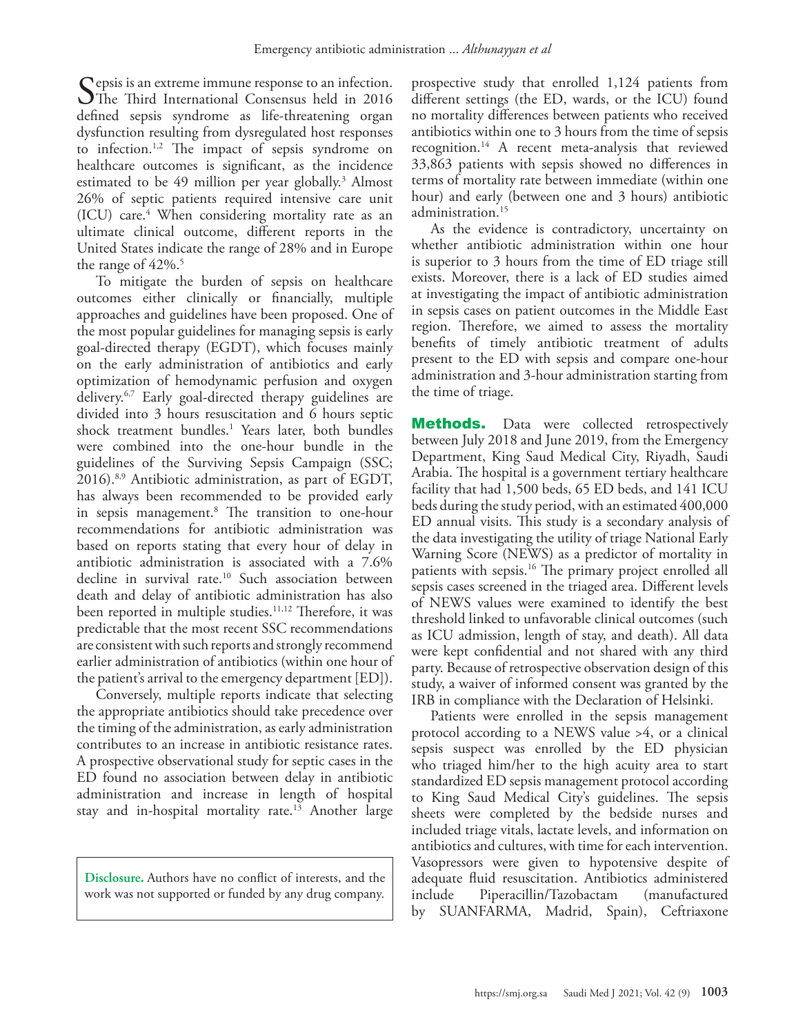Sepsis is an extreme immune response to an infection. The Third International Consensus held in 2016 defined sepsis syndrome as life-threatening organ dysfunction resulting from dysregulated host responses to infection.[1,2] The impact of sepsis syndrome on healthcare outcomes is significant, as the incidence estimated to be 49 million per year globally.[3] Almost 26% of septic patients required intensive care unit (ICU) care.[4] When considering mortality rate as an ultimate clinical outcome, different reports in the United States indicate the range of 28% and in Europe the range of 42%.[5]

To mitigate the burden of sepsis on healthcare outcomes either clinically or financially, multiple approaches and guidelines have been proposed. One of the most popular guidelines for managing sepsis is early goal-directed therapy (EGDT), which focuses mainly on the early administration of antibiotics and early optimization of hemodynamic perfusion and oxygen delivery.[6,7] Early goal-directed therapy guidelines are divided into 3 hours resuscitation and 6 hours septic shock treatment bundles.[1] Years later, both bundles were combined into the one-hour bundle in the guidelines of the Surviving Sepsis Campaign (SSC; 2016).[8,9] Antibiotic administration, as part of EGDT, has always been recommended to be provided early in sepsis management.[8] The transition to one-hour recommendations for antibiotic administration was based on reports stating that every hour of delay in antibiotic administration is associated with a 7.6% decline in survival rate.[10] Such association between death and delay of antibiotic administration has also been reported in multiple studies.[11,12] Therefore, it was predictable that the most recent SSC recommendations are consistent with such reports and strongly recommend earlier administration of antibiotics (within one hour of the patient's arrival to the emergency department [ED]).

Conversely, multiple reports indicate that selecting the appropriate antibiotics should take precedence over the timing of the administration, as early administration contributes to an increase in antibiotic resistance rates. A prospective observational study for septic cases in the ED found no association between delay in antibiotic administration and increase in length of hospital stay and in-hospital mortality rate.[13] Another large prospective study that enrolled 1,124 patients from different settings (the ED, wards, or the ICU) found no mortality differences between patients who received antibiotics within one to 3 hours from the time of sepsis recognition.[14] A recent meta-analysis that reviewed 33,863 patients with sepsis showed no differences in terms of mortality rate between immediate (within one hour) and early (between one and 3 hours) antibiotic administration.[15]

As the evidence is contradictory, uncertainty on whether antibiotic administration within one hour is superior to 3 hours from the time of ED triage still exists. Moreover, there is a lack of ED studies aimed at investigating the impact of antibiotic administration in sepsis cases on patient outcomes in the Middle East region. Therefore, we aimed to assess the mortality benefits of timely antibiotic treatment of adults present to the ED with sepsis and compare one-hour administration and 3-hour administration starting from the time of triage.

**Disclosure.** Authors have no conflict of interests, and the work was not supported or funded by any drug company.

## Methods.

Data were collected retrospectively between July 2018 and June 2019, from the Emergency Department, King Saud Medical City, Riyadh, Saudi Arabia. The hospital is a government tertiary healthcare facility that had 1,500 beds, 65 ED beds, and 141 ICU beds during the study period, with an estimated 400,000 ED annual visits. This study is a secondary analysis of the data investigating the utility of triage National Early Warning Score (NEWS) as a predictor of mortality in patients with sepsis.[16] The primary project enrolled all sepsis cases screened in the triaged area. Different levels of NEWS values were examined to identify the best threshold linked to unfavorable clinical outcomes (such as ICU admission, length of stay, and death). All data were kept confidential and not shared with any third party. Because of retrospective observation design of this study, a waiver of informed consent was granted by the IRB in compliance with the Declaration of Helsinki.

Patients were enrolled in the sepsis management protocol according to a NEWS value >4, or a clinical sepsis suspect was enrolled by the ED physician who triaged him/her to the high acuity area to start standardized ED sepsis management protocol according to King Saud Medical City's guidelines. The sepsis sheets were completed by the bedside nurses and included triage vitals, lactate levels, and information on antibiotics and cultures, with time for each intervention. Vasopressors were given to hypotensive despite of adequate fluid resuscitation. Antibiotics administered include Piperacillin/Tazobactam (manufactured by SUANFARMA, Madrid, Spain), Ceftriaxone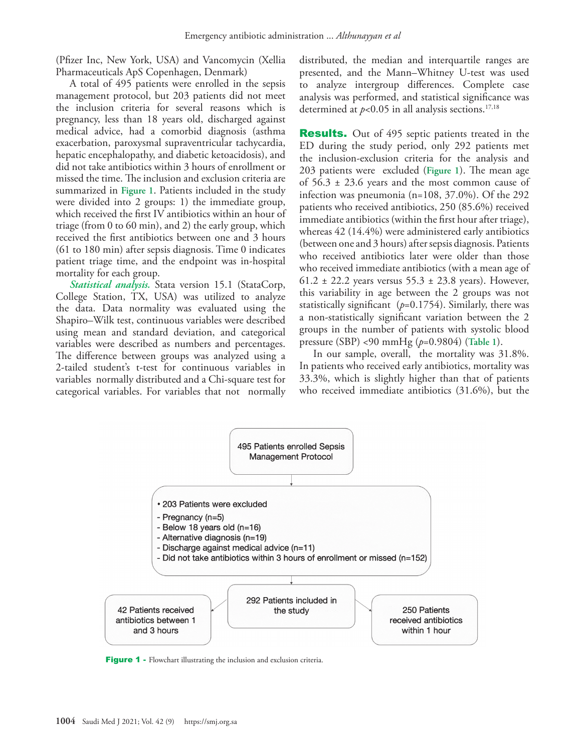(Pfizer Inc, New York, USA) and Vancomycin (Xellia Pharmaceuticals ApS Copenhagen, Denmark)

A total of 495 patients were enrolled in the sepsis management protocol, but 203 patients did not meet the inclusion criteria for several reasons which is pregnancy, less than 18 years old, discharged against medical advice, had a comorbid diagnosis (asthma exacerbation, paroxysmal supraventricular tachycardia, hepatic encephalopathy, and diabetic ketoacidosis), and did not take antibiotics within 3 hours of enrollment or missed the time. The inclusion and exclusion criteria are summarized in **Figure 1**. Patients included in the study were divided into 2 groups: 1) the immediate group, which received the first IV antibiotics within an hour of triage (from 0 to 60 min), and 2) the early group, which received the first antibiotics between one and 3 hours (61 to 180 min) after sepsis diagnosis. Time 0 indicates patient triage time, and the endpoint was in-hospital mortality for each group.

***Statistical analysis.*** Stata version 15.1 (StataCorp, College Station, TX, USA) was utilized to analyze the data. Data normality was evaluated using the Shapiro–Wilk test, continuous variables were described using mean and standard deviation, and categorical variables were described as numbers and percentages. The difference between groups was analyzed using a 2-tailed student's t-test for continuous variables in variables normally distributed and a Chi-square test for categorical variables. For variables that not normally distributed, the median and interquartile ranges are presented, and the Mann–Whitney U-test was used to analyze intergroup differences. Complete case analysis was performed, and statistical significance was determined at $p<0.05$ in all analysis sections.[17,18]

**Results.** Out of 495 septic patients treated in the ED during the study period, only 292 patients met the inclusion-exclusion criteria for the analysis and 203 patients were excluded (**Figure 1**). The mean age of 56.3 ± 23.6 years and the most common cause of infection was pneumonia (n=108, 37.0%). Of the 292 patients who received antibiotics, 250 (85.6%) received immediate antibiotics (within the first hour after triage), whereas 42 (14.4%) were administered early antibiotics (between one and 3 hours) after sepsis diagnosis. Patients who received antibiotics later were older than those who received immediate antibiotics (with a mean age of 61.2 ± 22.2 years versus 55.3 ± 23.8 years). However, this variability in age between the 2 groups was not statistically significant ($p$=0.1754). Similarly, there was a non-statistically significant variation between the 2 groups in the number of patients with systolic blood pressure (SBP) <90 mmHg ($p$=0.9804) (**Table 1**).

In our sample, overall, the mortality was 31.8%. In patients who received early antibiotics, mortality was 33.3%, which is slightly higher than that of patients who received immediate antibiotics (31.6%), but the

495 Patients enrolled Sepsis Management Protocol

- 203 Patients were excluded
  - Pregnancy (n=5)
  - Below 18 years old (n=16)
  - Alternative diagnosis (n=19)
  - Discharge against medical advice (n=11)
  - Did not take antibiotics within 3 hours of enrollment or missed (n=152)

292 Patients included in the study

42 Patients received antibiotics between 1 and 3 hours

250 Patients received antibiotics within 1 hour

**Figure 1** - Flowchart illustrating the inclusion and exclusion criteria.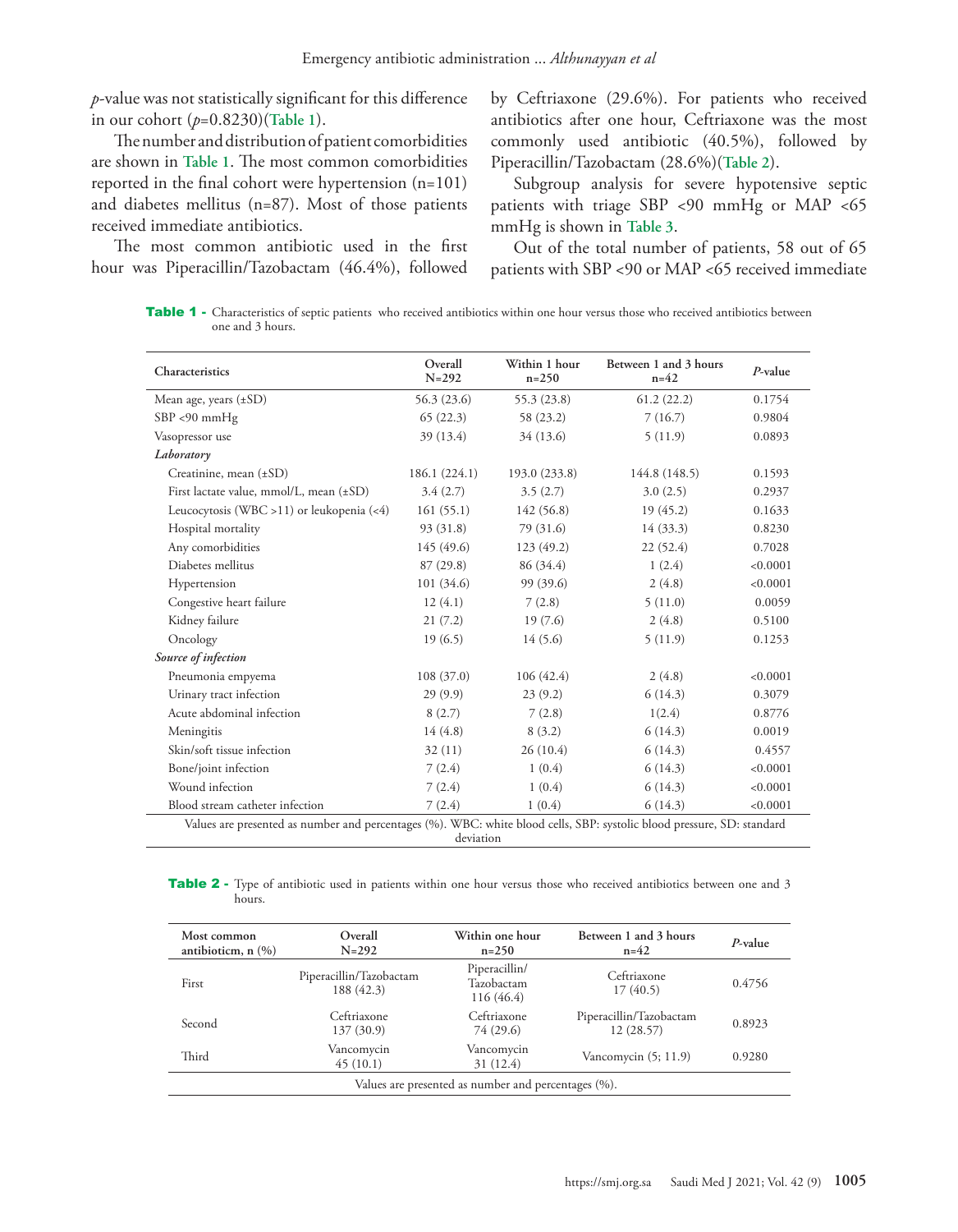*p*-value was not statistically significant for this difference in our cohort ($p$=0.8230)(**Table 1**).

The number and distribution of patient comorbidities are shown in **Table 1**. The most common comorbidities reported in the final cohort were hypertension (n=101) and diabetes mellitus (n=87). Most of those patients received immediate antibiotics.

The most common antibiotic used in the first hour was Piperacillin/Tazobactam (46.4%), followed by Ceftriaxone (29.6%). For patients who received antibiotics after one hour, Ceftriaxone was the most commonly used antibiotic (40.5%), followed by Piperacillin/Tazobactam (28.6%)(**Table 2**).

Subgroup analysis for severe hypotensive septic patients with triage SBP <90 mmHg or MAP <65 mmHg is shown in **Table 3**.

Out of the total number of patients, 58 out of 65 patients with SBP <90 or MAP <65 received immediate

**Table 1 -** Characteristics of septic patients who received antibiotics within one hour versus those who received antibiotics between one and 3 hours.

| Characteristics | Overall N=292 | Within 1 hour n=250 | Between 1 and 3 hours n=42 | *P*-value |
|---|---|---|---|---|
| Mean age, years (±SD) | 56.3 (23.6) | 55.3 (23.8) | 61.2 (22.2) | 0.1754 |
| SBP <90 mmHg | 65 (22.3) | 58 (23.2) | 7 (16.7) | 0.9804 |
| Vasopressor use | 39 (13.4) | 34 (13.6) | 5 (11.9) | 0.0893 |
| *Laboratory* | | | | |
| Creatinine, mean (±SD) | 186.1 (224.1) | 193.0 (233.8) | 144.8 (148.5) | 0.1593 |
| First lactate value, mmol/L, mean (±SD) | 3.4 (2.7) | 3.5 (2.7) | 3.0 (2.5) | 0.2937 |
| Leucocytosis (WBC >11) or leukopenia (<4) | 161 (55.1) | 142 (56.8) | 19 (45.2) | 0.1633 |
| Hospital mortality | 93 (31.8) | 79 (31.6) | 14 (33.3) | 0.8230 |
| Any comorbidities | 145 (49.6) | 123 (49.2) | 22 (52.4) | 0.7028 |
| Diabetes mellitus | 87 (29.8) | 86 (34.4) | 1 (2.4) | <0.0001 |
| Hypertension | 101 (34.6) | 99 (39.6) | 2 (4.8) | <0.0001 |
| Congestive heart failure | 12 (4.1) | 7 (2.8) | 5 (11.0) | 0.0059 |
| Kidney failure | 21 (7.2) | 19 (7.6) | 2 (4.8) | 0.5100 |
| Oncology | 19 (6.5) | 14 (5.6) | 5 (11.9) | 0.1253 |
| *Source of infection* | | | | |
| Pneumonia empyema | 108 (37.0) | 106 (42.4) | 2 (4.8) | <0.0001 |
| Urinary tract infection | 29 (9.9) | 23 (9.2) | 6 (14.3) | 0.3079 |
| Acute abdominal infection | 8 (2.7) | 7 (2.8) | 1(2.4) | 0.8776 |
| Meningitis | 14 (4.8) | 8 (3.2) | 6 (14.3) | 0.0019 |
| Skin/soft tissue infection | 32 (11) | 26 (10.4) | 6 (14.3) | 0.4557 |
| Bone/joint infection | 7 (2.4) | 1 (0.4) | 6 (14.3) | <0.0001 |
| Wound infection | 7 (2.4) | 1 (0.4) | 6 (14.3) | <0.0001 |
| Blood stream catheter infection | 7 (2.4) | 1 (0.4) | 6 (14.3) | <0.0001 |

Values are presented as number and percentages (%). WBC: white blood cells, SBP: systolic blood pressure, SD: standard deviation

**Table 2 -** Type of antibiotic used in patients within one hour versus those who received antibiotics between one and 3 hours.

| Most common antibioticm, n (%) | Overall N=292 | Within one hour n=250 | Between 1 and 3 hours n=42 | *P*-value |
|---|---|---|---|---|
| First | Piperacillin/Tazobactam 188 (42.3) | Piperacillin/ Tazobactam 116 (46.4) | Ceftriaxone 17 (40.5) | 0.4756 |
| Second | Ceftriaxone 137 (30.9) | Ceftriaxone 74 (29.6) | Piperacillin/Tazobactam 12 (28.57) | 0.8923 |
| Third | Vancomycin 45 (10.1) | Vancomycin 31 (12.4) | Vancomycin (5; 11.9) | 0.9280 |

Values are presented as number and percentages (%).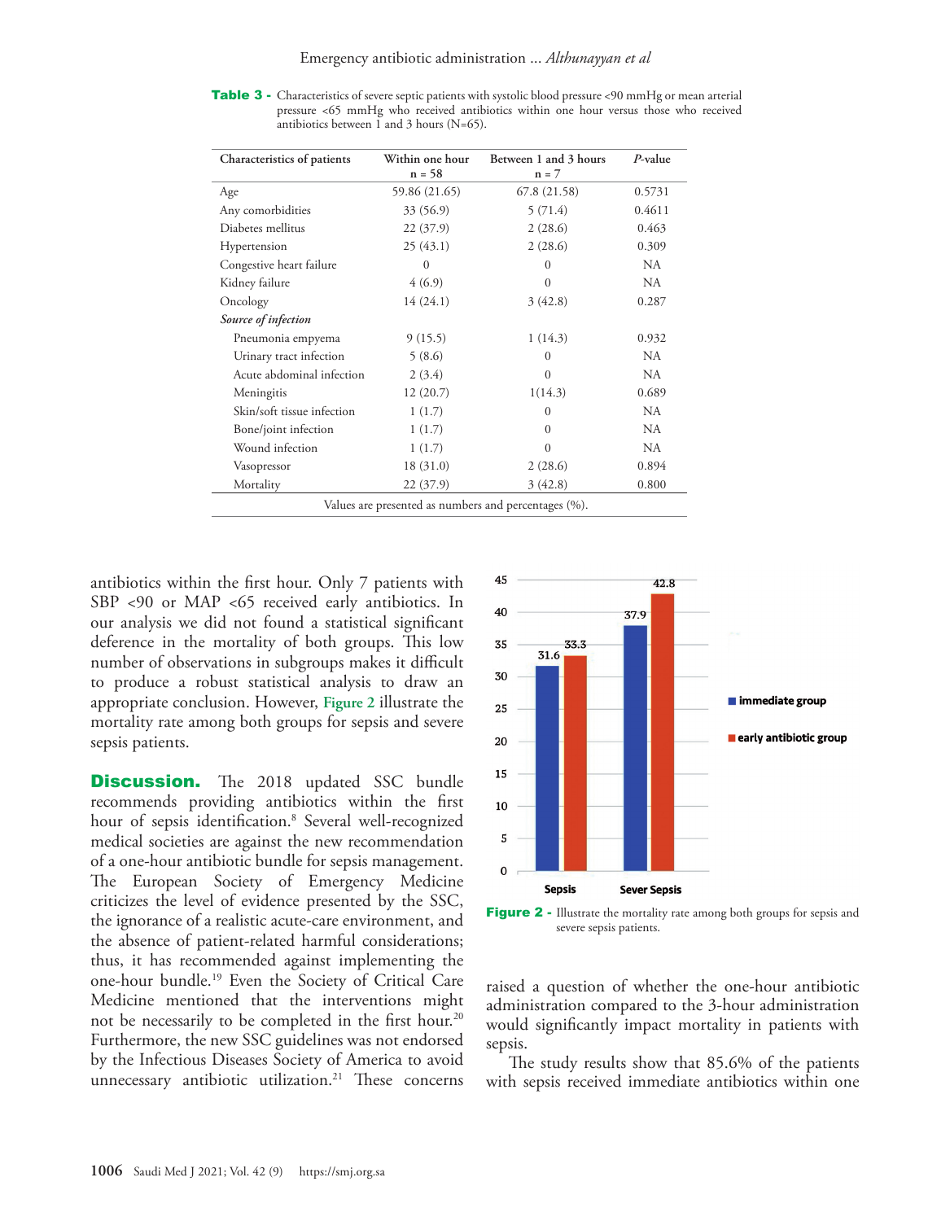**Table 3 -** Characteristics of severe septic patients with systolic blood pressure <90 mmHg or mean arterial pressure <65 mmHg who received antibiotics within one hour versus those who received antibiotics between 1 and 3 hours (N=65).

| Characteristics of patients | Within one hour n = 58 | Between 1 and 3 hours n = 7 | *P*-value |
|---|---|---|---|
| Age | 59.86 (21.65) | 67.8 (21.58) | 0.5731 |
| Any comorbidities | 33 (56.9) | 5 (71.4) | 0.4611 |
| Diabetes mellitus | 22 (37.9) | 2 (28.6) | 0.463 |
| Hypertension | 25 (43.1) | 2 (28.6) | 0.309 |
| Congestive heart failure | 0 | 0 | NA |
| Kidney failure | 4 (6.9) | 0 | NA |
| Oncology | 14 (24.1) | 3 (42.8) | 0.287 |
| *Source of infection* | | | |
| Pneumonia empyema | 9 (15.5) | 1 (14.3) | 0.932 |
| Urinary tract infection | 5 (8.6) | 0 | NA |
| Acute abdominal infection | 2 (3.4) | 0 | NA |
| Meningitis | 12 (20.7) | 1(14.3) | 0.689 |
| Skin/soft tissue infection | 1 (1.7) | 0 | NA |
| Bone/joint infection | 1 (1.7) | 0 | NA |
| Wound infection | 1 (1.7) | 0 | NA |
| Vasopressor | 18 (31.0) | 2 (28.6) | 0.894 |
| Mortality | 22 (37.9) | 3 (42.8) | 0.800 |

Values are presented as numbers and percentages (%).

antibiotics within the first hour. Only 7 patients with SBP <90 or MAP <65 received early antibiotics. In our analysis we did not found a statistical significant deference in the mortality of both groups. This low number of observations in subgroups makes it difficult to produce a robust statistical analysis to draw an appropriate conclusion. However, Figure 2 illustrate the mortality rate among both groups for sepsis and severe sepsis patients.

**Figure 2 -** Illustrate the mortality rate among both groups for sepsis and severe sepsis patients.

## Discussion.

The 2018 updated SSC bundle recommends providing antibiotics within the first hour of sepsis identification.[8] Several well-recognized medical societies are against the new recommendation of a one-hour antibiotic bundle for sepsis management. The European Society of Emergency Medicine criticizes the level of evidence presented by the SSC, the ignorance of a realistic acute-care environment, and the absence of patient-related harmful considerations; thus, it has recommended against implementing the one-hour bundle.[19] Even the Society of Critical Care Medicine mentioned that the interventions might not be necessarily to be completed in the first hour.[20] Furthermore, the new SSC guidelines was not endorsed by the Infectious Diseases Society of America to avoid unnecessary antibiotic utilization.[21] These concerns raised a question of whether the one-hour antibiotic administration compared to the 3-hour administration would significantly impact mortality in patients with sepsis.

The study results show that 85.6% of the patients with sepsis received immediate antibiotics within one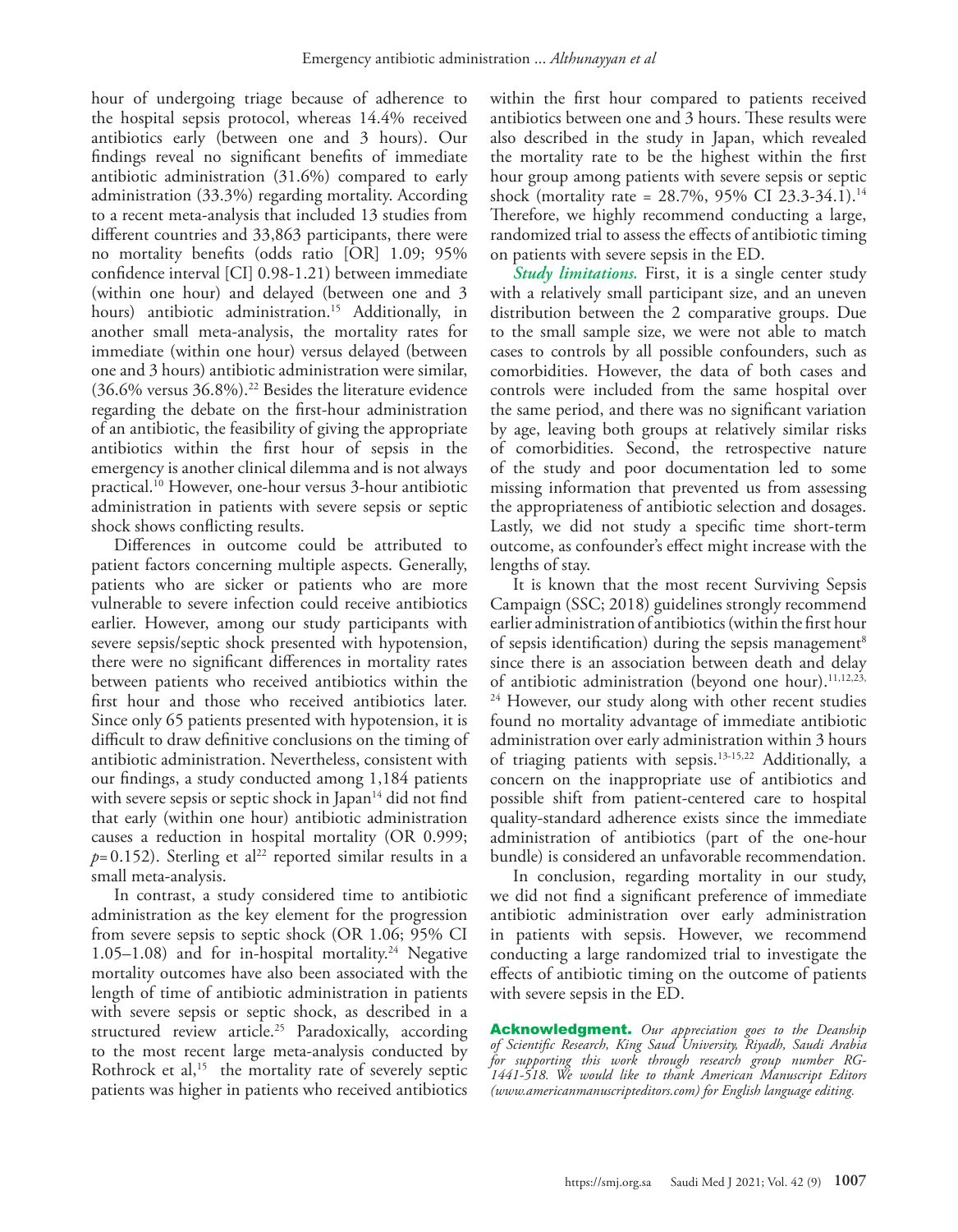hour of undergoing triage because of adherence to the hospital sepsis protocol, whereas 14.4% received antibiotics early (between one and 3 hours). Our findings reveal no significant benefits of immediate antibiotic administration (31.6%) compared to early administration (33.3%) regarding mortality. According to a recent meta-analysis that included 13 studies from different countries and 33,863 participants, there were no mortality benefits (odds ratio [OR] 1.09; 95% confidence interval [CI] 0.98-1.21) between immediate (within one hour) and delayed (between one and 3 hours) antibiotic administration.[15] Additionally, in another small meta-analysis, the mortality rates for immediate (within one hour) versus delayed (between one and 3 hours) antibiotic administration were similar, (36.6% versus 36.8%).[22] Besides the literature evidence regarding the debate on the first-hour administration of an antibiotic, the feasibility of giving the appropriate antibiotics within the first hour of sepsis in the emergency is another clinical dilemma and is not always practical.[10] However, one-hour versus 3-hour antibiotic administration in patients with severe sepsis or septic shock shows conflicting results.

Differences in outcome could be attributed to patient factors concerning multiple aspects. Generally, patients who are sicker or patients who are more vulnerable to severe infection could receive antibiotics earlier. However, among our study participants with severe sepsis/septic shock presented with hypotension, there were no significant differences in mortality rates between patients who received antibiotics within the first hour and those who received antibiotics later. Since only 65 patients presented with hypotension, it is difficult to draw definitive conclusions on the timing of antibiotic administration. Nevertheless, consistent with our findings, a study conducted among 1,184 patients with severe sepsis or septic shock in Japan[14] did not find that early (within one hour) antibiotic administration causes a reduction in hospital mortality (OR 0.999; $p=0.152$). Sterling et al[22] reported similar results in a small meta-analysis.

In contrast, a study considered time to antibiotic administration as the key element for the progression from severe sepsis to septic shock (OR 1.06; 95% CI 1.05–1.08) and for in-hospital mortality.[24] Negative mortality outcomes have also been associated with the length of time of antibiotic administration in patients with severe sepsis or septic shock, as described in a structured review article.[25] Paradoxically, according to the most recent large meta-analysis conducted by Rothrock et al,[15] the mortality rate of severely septic patients was higher in patients who received antibiotics within the first hour compared to patients received antibiotics between one and 3 hours. These results were also described in the study in Japan, which revealed the mortality rate to be the highest within the first hour group among patients with severe sepsis or septic shock (mortality rate = 28.7%, 95% CI 23.3-34.1).[14] Therefore, we highly recommend conducting a large, randomized trial to assess the effects of antibiotic timing on patients with severe sepsis in the ED.

***Study limitations.*** First, it is a single center study with a relatively small participant size, and an uneven distribution between the 2 comparative groups. Due to the small sample size, we were not able to match cases to controls by all possible confounders, such as comorbidities. However, the data of both cases and controls were included from the same hospital over the same period, and there was no significant variation by age, leaving both groups at relatively similar risks of comorbidities. Second, the retrospective nature of the study and poor documentation led to some missing information that prevented us from assessing the appropriateness of antibiotic selection and dosages. Lastly, we did not study a specific time short-term outcome, as confounder's effect might increase with the lengths of stay.

It is known that the most recent Surviving Sepsis Campaign (SSC; 2018) guidelines strongly recommend earlier administration of antibiotics (within the first hour of sepsis identification) during the sepsis management[8] since there is an association between death and delay of antibiotic administration (beyond one hour).[11,12,23,24] However, our study along with other recent studies found no mortality advantage of immediate antibiotic administration over early administration within 3 hours of triaging patients with sepsis.[13-15,22] Additionally, a concern on the inappropriate use of antibiotics and possible shift from patient-centered care to hospital quality-standard adherence exists since the immediate administration of antibiotics (part of the one-hour bundle) is considered an unfavorable recommendation.

In conclusion, regarding mortality in our study, we did not find a significant preference of immediate antibiotic administration over early administration in patients with sepsis. However, we recommend conducting a large randomized trial to investigate the effects of antibiotic timing on the outcome of patients with severe sepsis in the ED.

**Acknowledgment.** *Our appreciation goes to the Deanship of Scientific Research, King Saud University, Riyadh, Saudi Arabia for supporting this work through research group number RG-1441-518. We would like to thank American Manuscript Editors (www.americanmanuscripteditors.com) for English language editing.*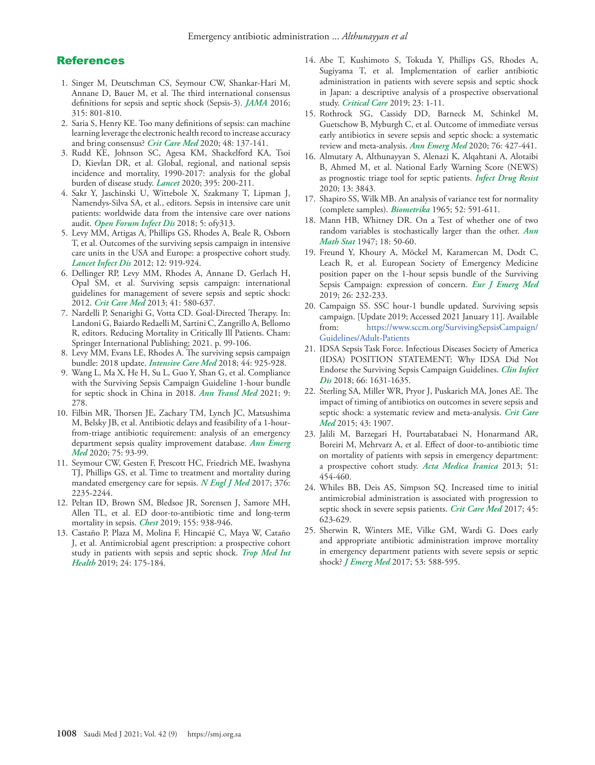## References

1. Singer M, Deutschman CS, Seymour CW, Shankar-Hari M, Annane D, Bauer M, et al. The third international consensus definitions for sepsis and septic shock (Sepsis-3). *JAMA* 2016; 315: 801-810.
2. Saria S, Henry KE. Too many definitions of sepsis: can machine learning leverage the electronic health record to increase accuracy and bring consensus? *Crit Care Med* 2020; 48: 137-141.
3. Rudd KE, Johnson SC, Agesa KM, Shackelford KA, Tsoi D, Kievlan DR, et al. Global, regional, and national sepsis incidence and mortality, 1990-2017: analysis for the global burden of disease study. *Lancet* 2020; 395: 200-211.
4. Sakr Y, Jaschinski U, Wittebole X, Szakmany T, Lipman J, Ñamendys-Silva SA, et al., editors. Sepsis in intensive care unit patients: worldwide data from the intensive care over nations audit. *Open Forum Infect Dis* 2018; 5: ofy313.
5. Levy MM, Artigas A, Phillips GS, Rhodes A, Beale R, Osborn T, et al. Outcomes of the surviving sepsis campaign in intensive care units in the USA and Europe: a prospective cohort study. *Lancet Infect Dis* 2012; 12: 919-924.
6. Dellinger RP, Levy MM, Rhodes A, Annane D, Gerlach H, Opal SM, et al. Surviving sepsis campaign: international guidelines for management of severe sepsis and septic shock: 2012. *Crit Care Med* 2013; 41: 580-637.
7. Nardelli P, Senarighi G, Votta CD. Goal-Directed Therapy. In: Landoni G, Baiardo Redaelli M, Sartini C, Zangrillo A, Bellomo R, editors. Reducing Mortality in Critically Ill Patients. Cham: Springer International Publishing; 2021. p. 99-106.
8. Levy MM, Evans LE, Rhodes A. The surviving sepsis campaign bundle: 2018 update. *Intensive Care Med* 2018; 44: 925-928.
9. Wang L, Ma X, He H, Su L, Guo Y, Shan G, et al. Compliance with the Surviving Sepsis Campaign Guideline 1-hour bundle for septic shock in China in 2018. *Ann Transl Med* 2021; 9: 278.
10. Filbin MR, Thorsen JE, Zachary TM, Lynch JC, Matsushima M, Belsky JB, et al. Antibiotic delays and feasibility of a 1-hour-from-triage antibiotic requirement: analysis of an emergency department sepsis quality improvement database. *Ann Emerg Med* 2020; 75: 93-99.
11. Seymour CW, Gesten F, Prescott HC, Friedrich ME, Iwashyna TJ, Phillips GS, et al. Time to treatment and mortality during mandated emergency care for sepsis. *N Engl J Med* 2017; 376: 2235-2244.
12. Peltan ID, Brown SM, Bledsoe JR, Sorensen J, Samore MH, Allen TL, et al. ED door-to-antibiotic time and long-term mortality in sepsis. *Chest* 2019; 155: 938-946.
13. Castaño P, Plaza M, Molina F, Hincapié C, Maya W, Cataño J, et al. Antimicrobial agent prescription: a prospective cohort study in patients with sepsis and septic shock. *Trop Med Int Health* 2019; 24: 175-184.
14. Abe T, Kushimoto S, Tokuda Y, Phillips GS, Rhodes A, Sugiyama T, et al. Implementation of earlier antibiotic administration in patients with severe sepsis and septic shock in Japan: a descriptive analysis of a prospective observational study. *Critical Care* 2019; 23: 1-11.
15. Rothrock SG, Cassidy DD, Barneck M, Schinkel M, Guetschow B, Myburgh C, et al. Outcome of immediate versus early antibiotics in severe sepsis and septic shock: a systematic review and meta-analysis. *Ann Emerg Med* 2020; 76: 427-441.
16. Almutary A, Althunayyan S, Alenazi K, Alqahtani A, Alotaibi B, Ahmed M, et al. National Early Warning Score (NEWS) as prognostic triage tool for septic patients. *Infect Drug Resist* 2020; 13: 3843.
17. Shapiro SS, Wilk MB. An analysis of variance test for normality (complete samples). *Biometrika* 1965; 52: 591-611.
18. Mann HB, Whitney DR. On a Test of whether one of two random variables is stochastically larger than the other. *Ann Math Stat* 1947; 18: 50-60.
19. Freund Y, Khoury A, Möckel M, Karamercan M, Dodt C, Leach R, et al. European Society of Emergency Medicine position paper on the 1-hour sepsis bundle of the Surviving Sepsis Campaign: expression of concern. *Eur J Emerg Med* 2019; 26: 232-233.
20. Campaign SS. SSC hour-1 bundle updated. Surviving sepsis campaign. [Update 2019; Accessed 2021 January 11]. Available from: https://www.sccm.org/SurvivingSepsisCampaign/Guidelines/Adult-Patients
21. IDSA Sepsis Task Force. Infectious Diseases Society of America (IDSA) POSITION STATEMENT: Why IDSA Did Not Endorse the Surviving Sepsis Campaign Guidelines. *Clin Infect Dis* 2018; 66: 1631-1635.
22. Sterling SA, Miller WR, Pryor J, Puskarich MA, Jones AE. The impact of timing of antibiotics on outcomes in severe sepsis and septic shock: a systematic review and meta-analysis. *Crit Care Med* 2015; 43: 1907.
23. Jalili M, Barzegari H, Pourtabatabaei N, Honarmand AR, Boreiri M, Mehrvarz A, et al. Effect of door-to-antibiotic time on mortality of patients with sepsis in emergency department: a prospective cohort study. *Acta Medica Iranica* 2013; 51: 454-460.
24. Whiles BB, Deis AS, Simpson SQ. Increased time to initial antimicrobial administration is associated with progression to septic shock in severe sepsis patients. *Crit Care Med* 2017; 45: 623-629.
25. Sherwin R, Winters ME, Vilke GM, Wardi G. Does early and appropriate antibiotic administration improve mortality in emergency department patients with severe sepsis or septic shock? *J Emerg Med* 2017; 53: 588-595.